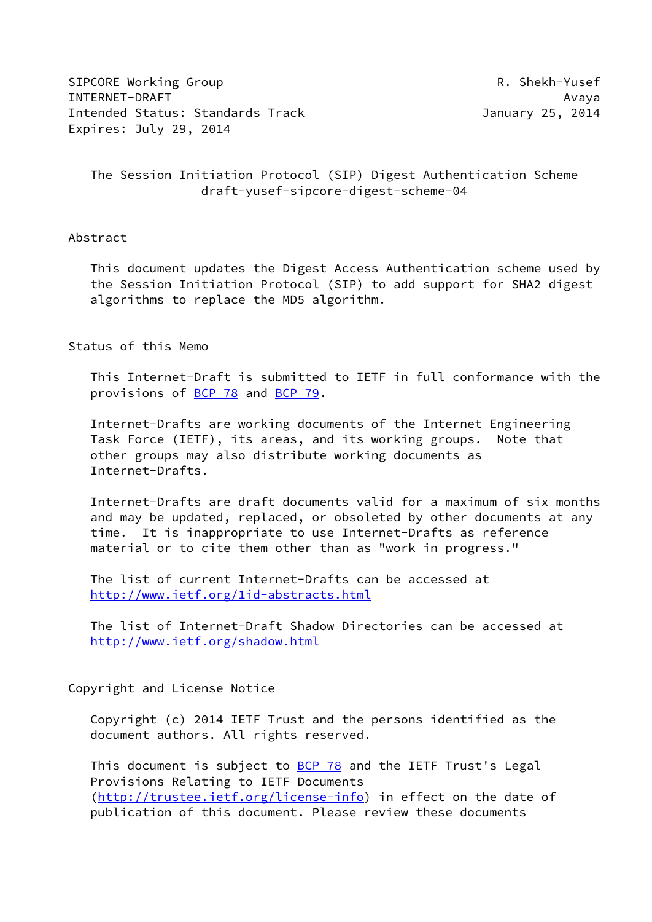SIPCORE Working Group R. Shekh-Yusef
INTERNET-DRAFT Avaya
Intended Status: Standards Track January 25, 2014
Expires: July 29, 2014

# The Session Initiation Protocol (SIP) Digest Authentication Scheme
draft-yusef-sipcore-digest-scheme-04

## Abstract

This document updates the Digest Access Authentication scheme used by the Session Initiation Protocol (SIP) to add support for SHA2 digest algorithms to replace the MD5 algorithm.

## Status of this Memo

This Internet-Draft is submitted to IETF in full conformance with the provisions of BCP 78 and BCP 79.

Internet-Drafts are working documents of the Internet Engineering Task Force (IETF), its areas, and its working groups. Note that other groups may also distribute working documents as Internet-Drafts.

Internet-Drafts are draft documents valid for a maximum of six months and may be updated, replaced, or obsoleted by other documents at any time. It is inappropriate to use Internet-Drafts as reference material or to cite them other than as "work in progress."

The list of current Internet-Drafts can be accessed at http://www.ietf.org/1id-abstracts.html

The list of Internet-Draft Shadow Directories can be accessed at http://www.ietf.org/shadow.html

## Copyright and License Notice

Copyright (c) 2014 IETF Trust and the persons identified as the document authors. All rights reserved.

This document is subject to BCP 78 and the IETF Trust's Legal Provisions Relating to IETF Documents (http://trustee.ietf.org/license-info) in effect on the date of publication of this document. Please review these documents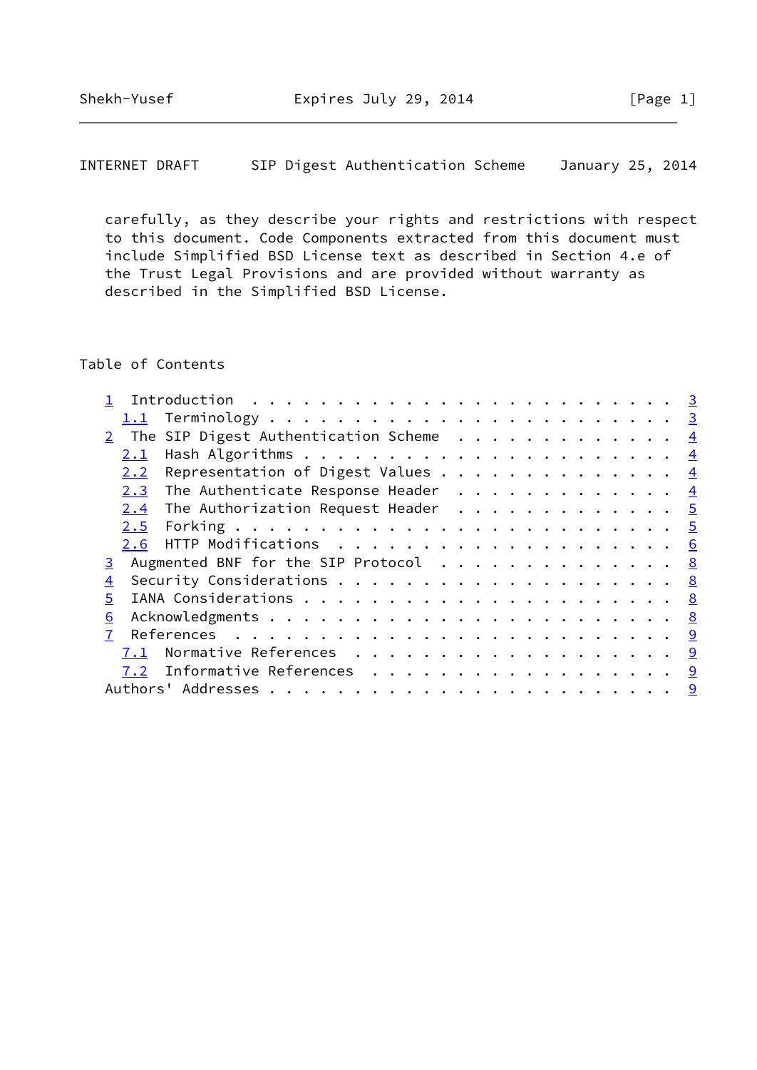carefully, as they describe your rights and restrictions with respect to this document. Code Components extracted from this document must include Simplified BSD License text as described in Section 4.e of the Trust Legal Provisions and are provided without warranty as described in the Simplified BSD License.

## Table of Contents

- 1 Introduction . . . . . . . . . . . . . . . . . . . . . . . . . 3
  - 1.1 Terminology . . . . . . . . . . . . . . . . . . . . . . . . 3
- 2 The SIP Digest Authentication Scheme . . . . . . . . . . . . . 4
  - 2.1 Hash Algorithms . . . . . . . . . . . . . . . . . . . . . . 4
  - 2.2 Representation of Digest Values . . . . . . . . . . . . . . 4
  - 2.3 The Authenticate Response Header . . . . . . . . . . . . . 4
  - 2.4 The Authorization Request Header . . . . . . . . . . . . . 5
  - 2.5 Forking . . . . . . . . . . . . . . . . . . . . . . . . . . 5
  - 2.6 HTTP Modifications . . . . . . . . . . . . . . . . . . . . 6
- 3 Augmented BNF for the SIP Protocol . . . . . . . . . . . . . . 8
- 4 Security Considerations . . . . . . . . . . . . . . . . . . . . 8
- 5 IANA Considerations . . . . . . . . . . . . . . . . . . . . . . 8
- 6 Acknowledgments . . . . . . . . . . . . . . . . . . . . . . . . 8
- 7 References . . . . . . . . . . . . . . . . . . . . . . . . . . 9
  - 7.1 Normative References . . . . . . . . . . . . . . . . . . . 9
  - 7.2 Informative References . . . . . . . . . . . . . . . . . . 9
- Authors' Addresses . . . . . . . . . . . . . . . . . . . . . . . . 9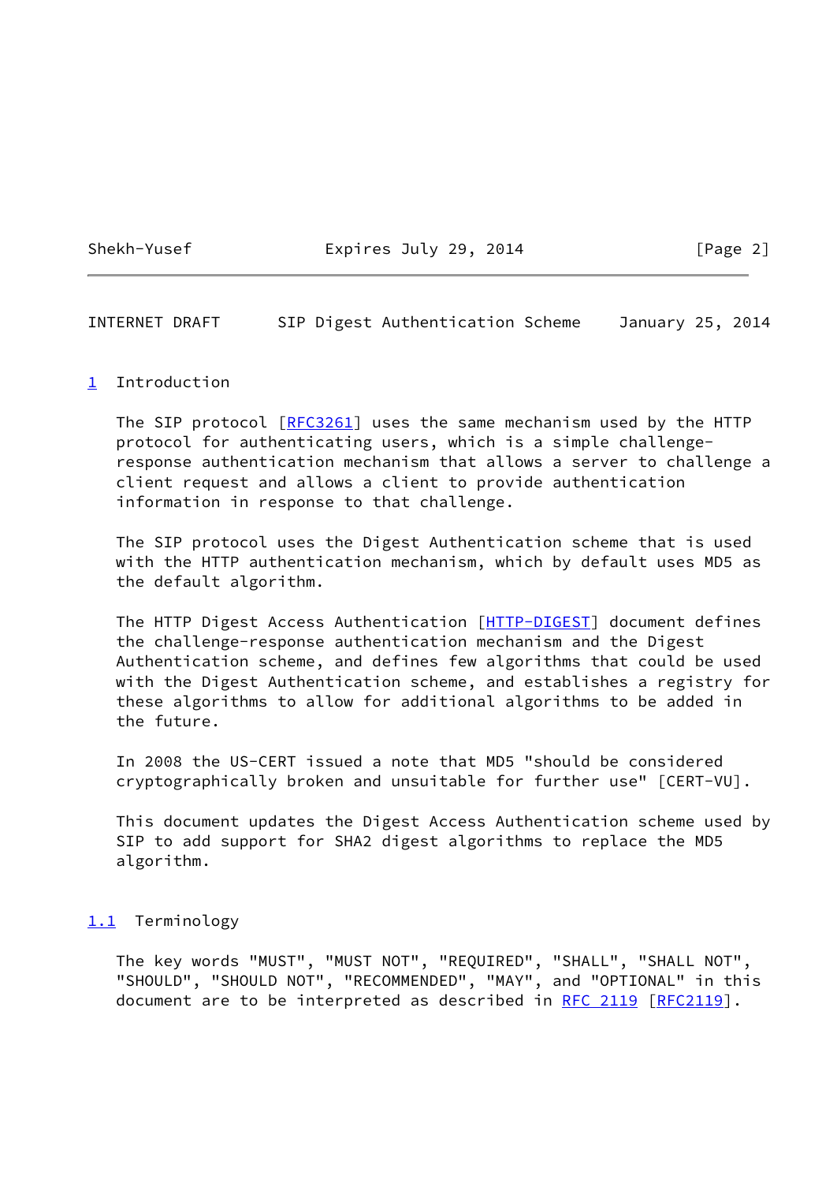# 1 Introduction

The SIP protocol [RFC3261] uses the same mechanism used by the HTTP protocol for authenticating users, which is a simple challenge-response authentication mechanism that allows a server to challenge a client request and allows a client to provide authentication information in response to that challenge.

The SIP protocol uses the Digest Authentication scheme that is used with the HTTP authentication mechanism, which by default uses MD5 as the default algorithm.

The HTTP Digest Access Authentication [HTTP-DIGEST] document defines the challenge-response authentication mechanism and the Digest Authentication scheme, and defines few algorithms that could be used with the Digest Authentication scheme, and establishes a registry for these algorithms to allow for additional algorithms to be added in the future.

In 2008 the US-CERT issued a note that MD5 "should be considered cryptographically broken and unsuitable for further use" [CERT-VU].

This document updates the Digest Access Authentication scheme used by SIP to add support for SHA2 digest algorithms to replace the MD5 algorithm.

## 1.1 Terminology

The key words "MUST", "MUST NOT", "REQUIRED", "SHALL", "SHALL NOT", "SHOULD", "SHOULD NOT", "RECOMMENDED", "MAY", and "OPTIONAL" in this document are to be interpreted as described in RFC 2119 [RFC2119].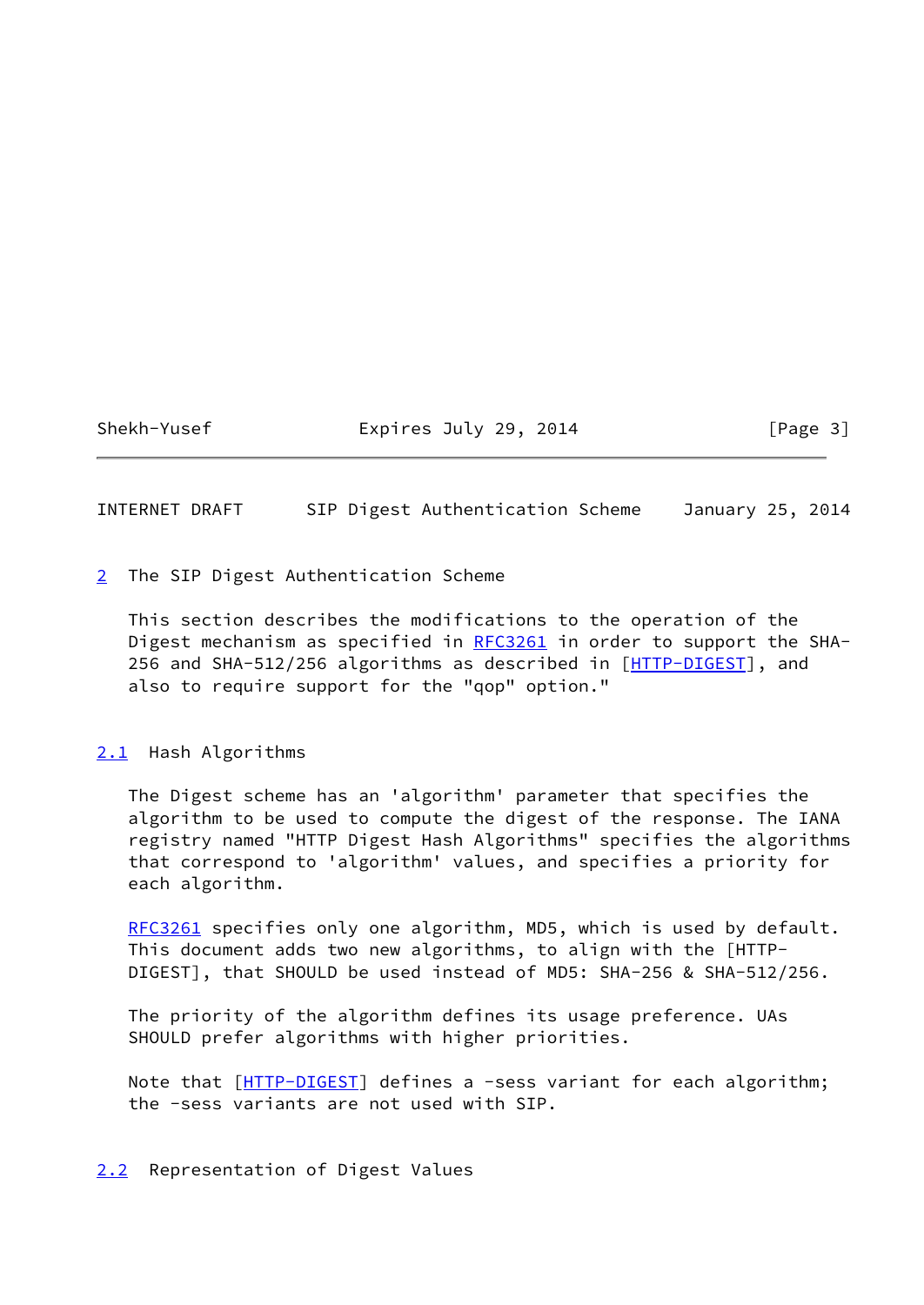## 2 The SIP Digest Authentication Scheme

This section describes the modifications to the operation of the Digest mechanism as specified in RFC3261 in order to support the SHA-256 and SHA-512/256 algorithms as described in [HTTP-DIGEST], and also to require support for the "qop" option."

### 2.1 Hash Algorithms

The Digest scheme has an 'algorithm' parameter that specifies the algorithm to be used to compute the digest of the response. The IANA registry named "HTTP Digest Hash Algorithms" specifies the algorithms that correspond to 'algorithm' values, and specifies a priority for each algorithm.

RFC3261 specifies only one algorithm, MD5, which is used by default. This document adds two new algorithms, to align with the [HTTP-DIGEST], that SHOULD be used instead of MD5: SHA-256 & SHA-512/256.

The priority of the algorithm defines its usage preference. UAs SHOULD prefer algorithms with higher priorities.

Note that [HTTP-DIGEST] defines a -sess variant for each algorithm; the -sess variants are not used with SIP.

### 2.2 Representation of Digest Values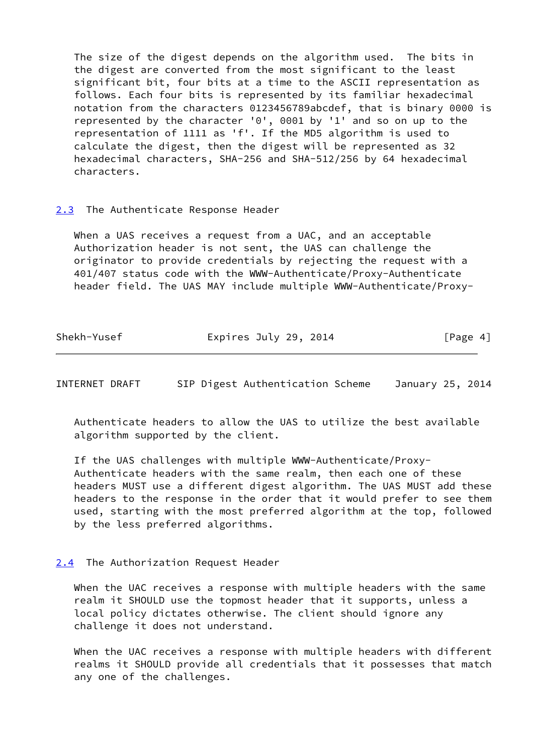The size of the digest depends on the algorithm used. The bits in the digest are converted from the most significant to the least significant bit, four bits at a time to the ASCII representation as follows. Each four bits is represented by its familiar hexadecimal notation from the characters 0123456789abcdef, that is binary 0000 is represented by the character '0', 0001 by '1' and so on up to the representation of 1111 as 'f'. If the MD5 algorithm is used to calculate the digest, then the digest will be represented as 32 hexadecimal characters, SHA-256 and SHA-512/256 by 64 hexadecimal characters.

## 2.3 The Authenticate Response Header

When a UAS receives a request from a UAC, and an acceptable Authorization header is not sent, the UAS can challenge the originator to provide credentials by rejecting the request with a 401/407 status code with the WWW-Authenticate/Proxy-Authenticate header field. The UAS MAY include multiple WWW-Authenticate/Proxy-Authenticate headers to allow the UAS to utilize the best available algorithm supported by the client.

If the UAS challenges with multiple WWW-Authenticate/Proxy-Authenticate headers with the same realm, then each one of these headers MUST use a different digest algorithm. The UAS MUST add these headers to the response in the order that it would prefer to see them used, starting with the most preferred algorithm at the top, followed by the less preferred algorithms.

## 2.4 The Authorization Request Header

When the UAC receives a response with multiple headers with the same realm it SHOULD use the topmost header that it supports, unless a local policy dictates otherwise. The client should ignore any challenge it does not understand.

When the UAC receives a response with multiple headers with different realms it SHOULD provide all credentials that it possesses that match any one of the challenges.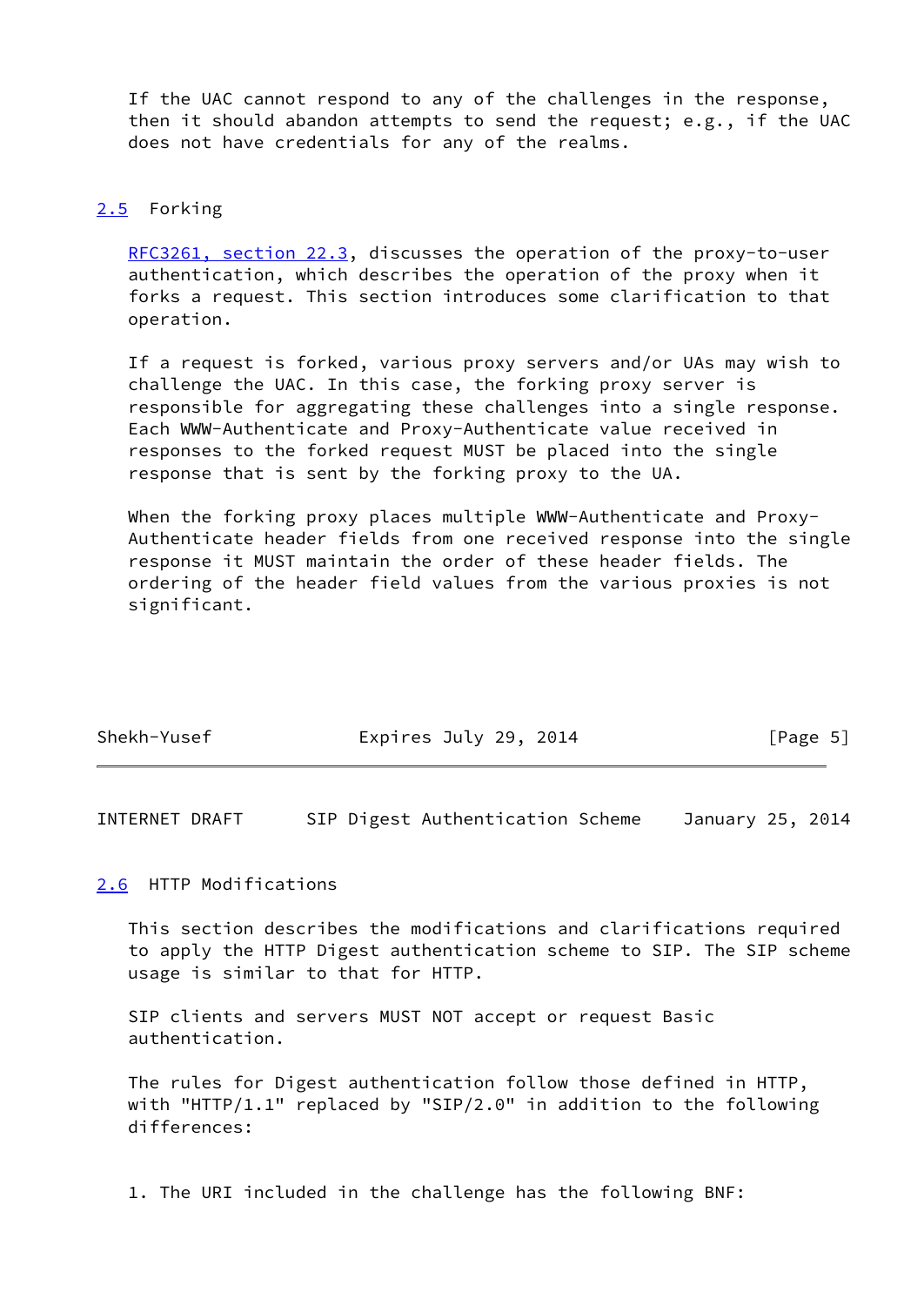If the UAC cannot respond to any of the challenges in the response, then it should abandon attempts to send the request; e.g., if the UAC does not have credentials for any of the realms.

## 2.5 Forking

RFC3261, section 22.3, discusses the operation of the proxy-to-user authentication, which describes the operation of the proxy when it forks a request. This section introduces some clarification to that operation.

If a request is forked, various proxy servers and/or UAs may wish to challenge the UAC. In this case, the forking proxy server is responsible for aggregating these challenges into a single response. Each WWW-Authenticate and Proxy-Authenticate value received in responses to the forked request MUST be placed into the single response that is sent by the forking proxy to the UA.

When the forking proxy places multiple WWW-Authenticate and Proxy-Authenticate header fields from one received response into the single response it MUST maintain the order of these header fields. The ordering of the header field values from the various proxies is not significant.

## 2.6 HTTP Modifications

This section describes the modifications and clarifications required to apply the HTTP Digest authentication scheme to SIP. The SIP scheme usage is similar to that for HTTP.

SIP clients and servers MUST NOT accept or request Basic authentication.

The rules for Digest authentication follow those defined in HTTP, with "HTTP/1.1" replaced by "SIP/2.0" in addition to the following differences:

1. The URI included in the challenge has the following BNF: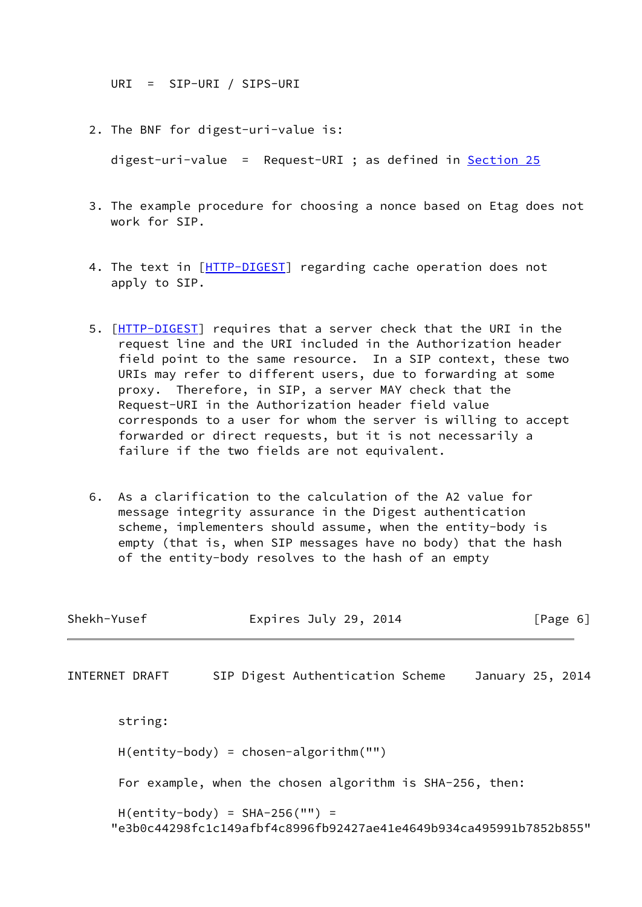```
URI  =  SIP-URI / SIPS-URI
```

2. The BNF for digest-uri-value is:

```
digest-uri-value  =  Request-URI ; as defined in Section 25
```

3. The example procedure for choosing a nonce based on Etag does not work for SIP.

4. The text in [HTTP-DIGEST] regarding cache operation does not apply to SIP.

5. [HTTP-DIGEST] requires that a server check that the URI in the request line and the URI included in the Authorization header field point to the same resource. In a SIP context, these two URIs may refer to different users, due to forwarding at some proxy. Therefore, in SIP, a server MAY check that the Request-URI in the Authorization header field value corresponds to a user for whom the server is willing to accept forwarded or direct requests, but it is not necessarily a failure if the two fields are not equivalent.

6. As a clarification to the calculation of the A2 value for message integrity assurance in the Digest authentication scheme, implementers should assume, when the entity-body is empty (that is, when SIP messages have no body) that the hash of the entity-body resolves to the hash of an empty string:

   ```
   H(entity-body) = chosen-algorithm("")
   ```

   For example, when the chosen algorithm is SHA-256, then:

   ```
   H(entity-body) = SHA-256("") =
   "e3b0c44298fc1c149afbf4c8996fb92427ae41e4649b934ca495991b7852b855"
   ```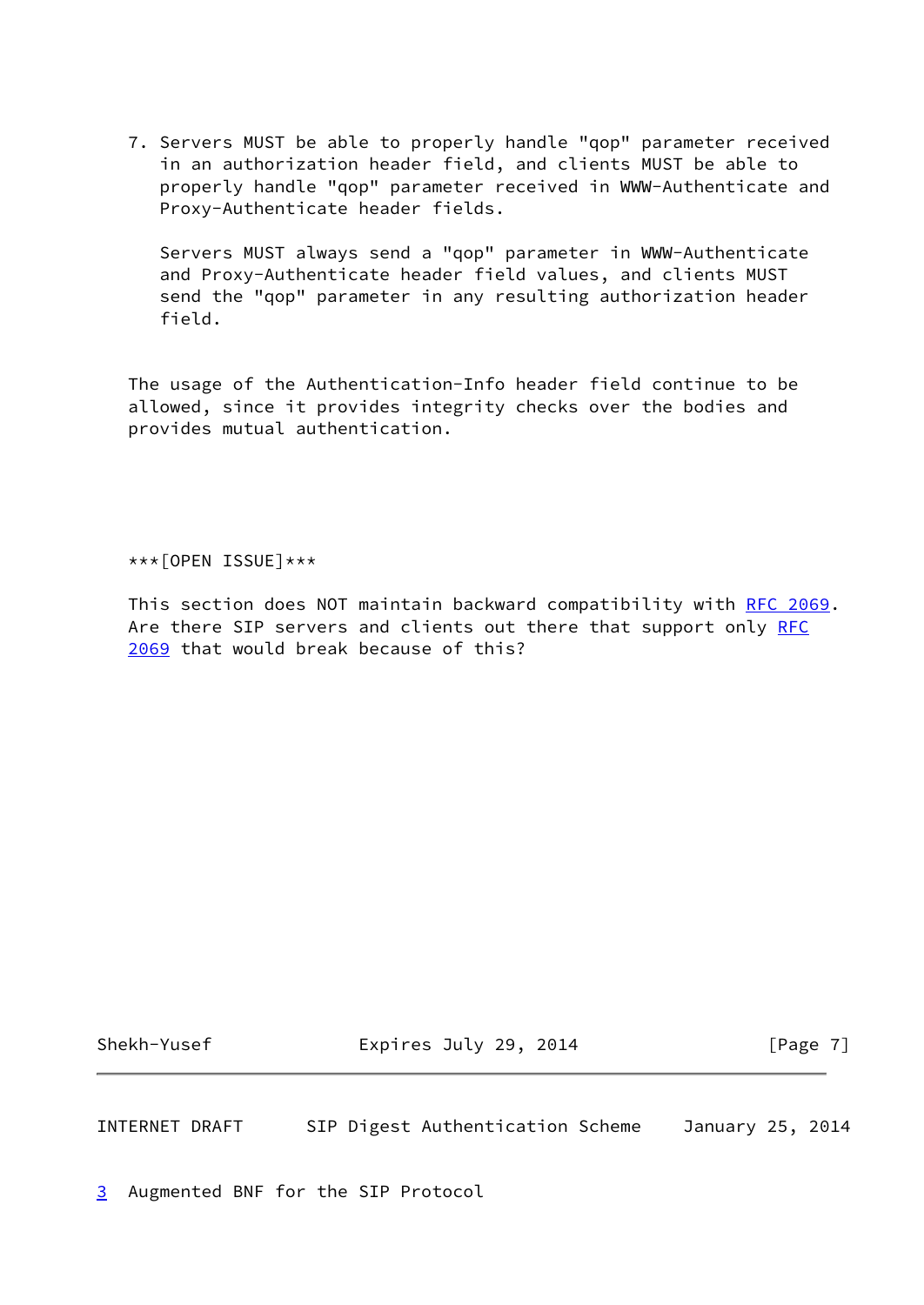7. Servers MUST be able to properly handle "qop" parameter received in an authorization header field, and clients MUST be able to properly handle "qop" parameter received in WWW-Authenticate and Proxy-Authenticate header fields.

   Servers MUST always send a "qop" parameter in WWW-Authenticate and Proxy-Authenticate header field values, and clients MUST send the "qop" parameter in any resulting authorization header field.

The usage of the Authentication-Info header field continue to be allowed, since it provides integrity checks over the bodies and provides mutual authentication.

***[OPEN ISSUE]***

This section does NOT maintain backward compatibility with RFC 2069. Are there SIP servers and clients out there that support only RFC 2069 that would break because of this?

## 3 Augmented BNF for the SIP Protocol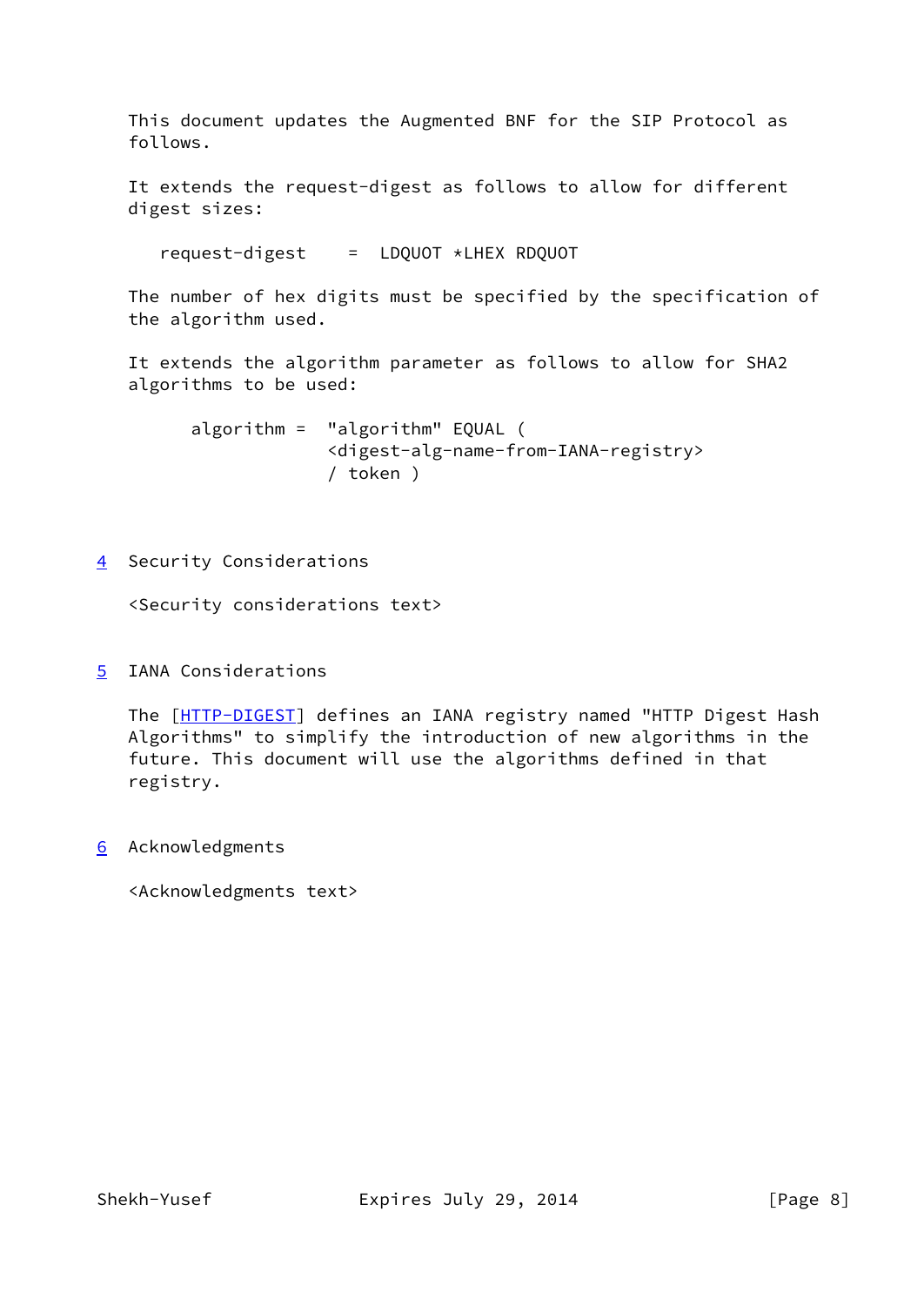This document updates the Augmented BNF for the SIP Protocol as follows.

It extends the request-digest as follows to allow for different digest sizes:

```
request-digest    =  LDQUOT *LHEX RDQUOT
```

The number of hex digits must be specified by the specification of the algorithm used.

It extends the algorithm parameter as follows to allow for SHA2 algorithms to be used:

```
algorithm =  "algorithm" EQUAL (
             <digest-alg-name-from-IANA-registry>
             / token )
```

## 4 Security Considerations

<Security considerations text>

## 5 IANA Considerations

The [HTTP-DIGEST] defines an IANA registry named "HTTP Digest Hash Algorithms" to simplify the introduction of new algorithms in the future. This document will use the algorithms defined in that registry.

## 6 Acknowledgments

<Acknowledgments text>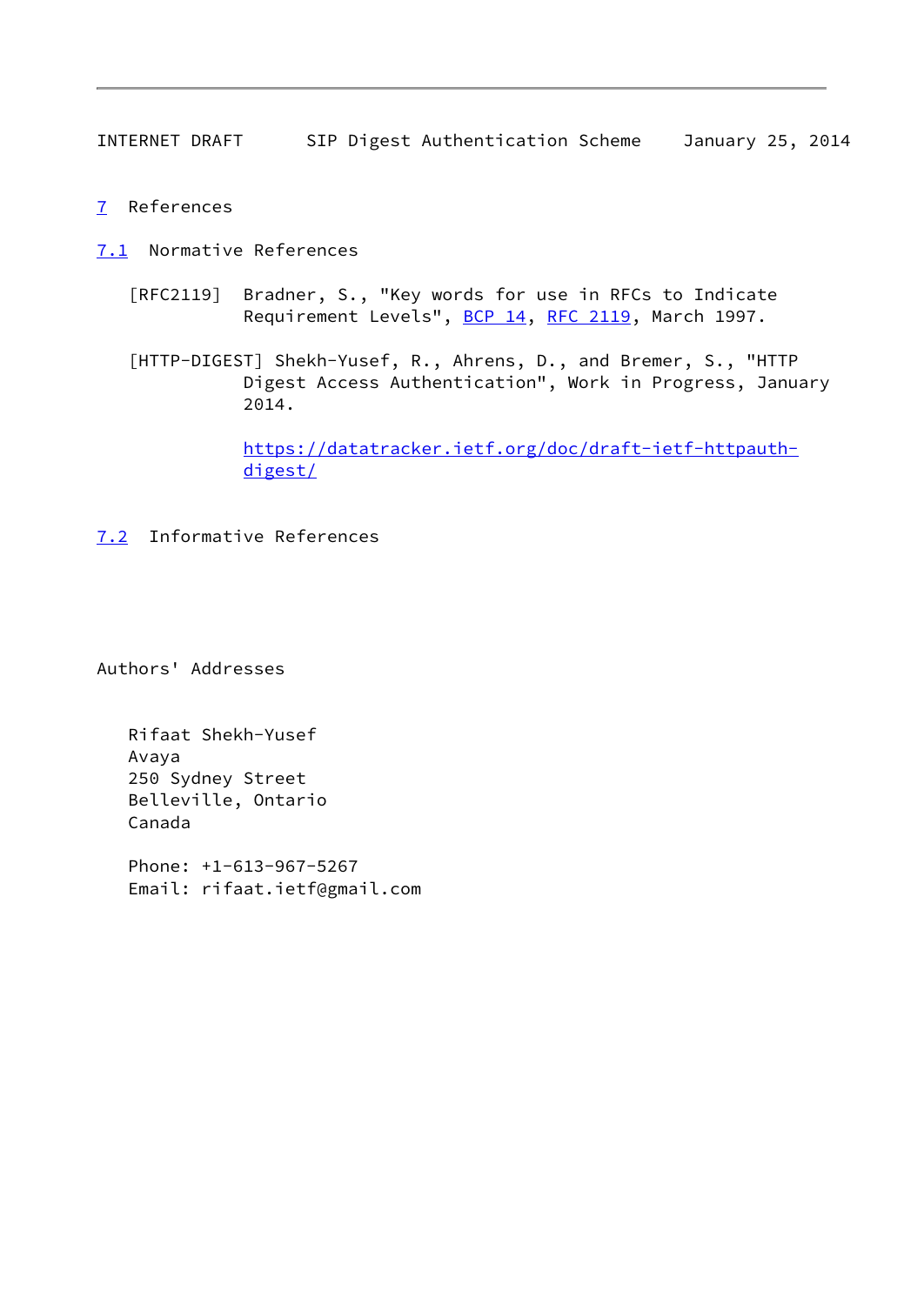# 7 References

## 7.1 Normative References

[RFC2119] Bradner, S., "Key words for use in RFCs to Indicate Requirement Levels", BCP 14, RFC 2119, March 1997.

[HTTP-DIGEST] Shekh-Yusef, R., Ahrens, D., and Bremer, S., "HTTP Digest Access Authentication", Work in Progress, January 2014.

https://datatracker.ietf.org/doc/draft-ietf-httpauth-digest/

## 7.2 Informative References

# Authors' Addresses

Rifaat Shekh-Yusef
Avaya
250 Sydney Street
Belleville, Ontario
Canada

Phone: +1-613-967-5267
Email: rifaat.ietf@gmail.com